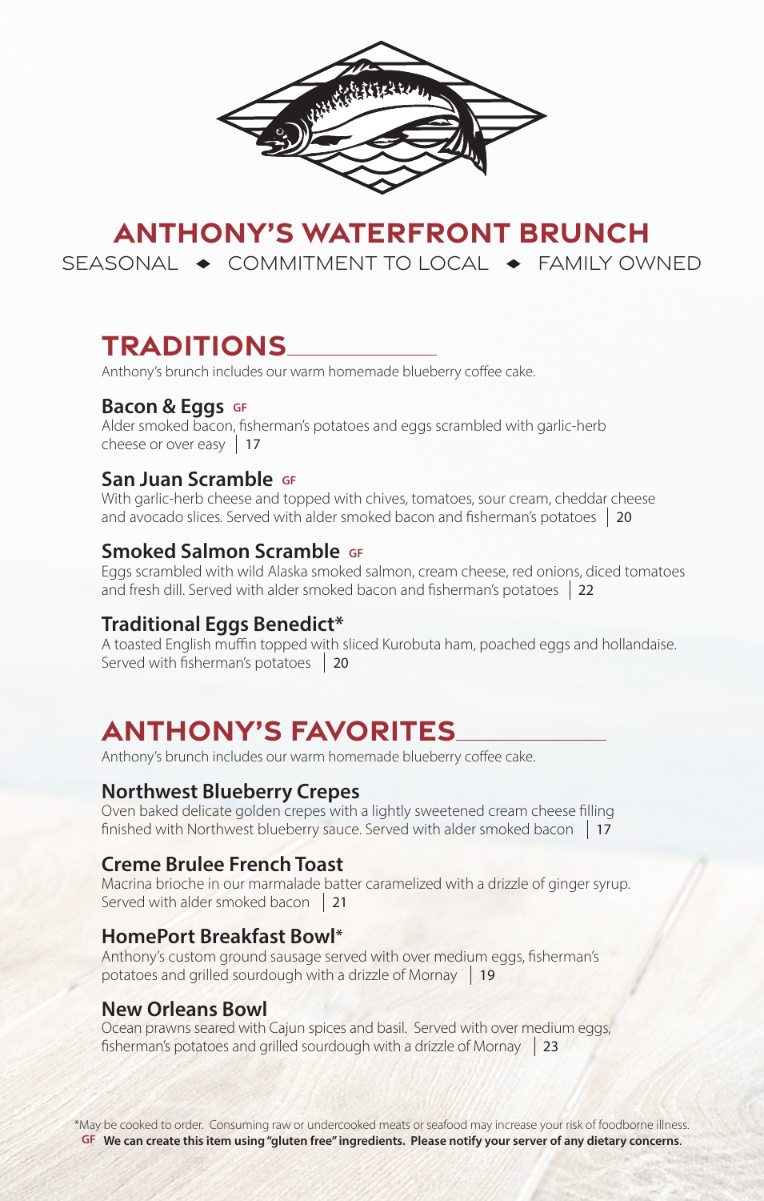# ANTHONY'S WATERFRONT BRUNCH

SEASONAL ◆ COMMITMENT TO LOCAL ◆ FAMILY OWNED

## TRADITIONS

Anthony's brunch includes our warm homemade blueberry coffee cake.

### Bacon & Eggs GF

Alder smoked bacon, fisherman's potatoes and eggs scrambled with garlic-herb cheese or over easy | 17

### San Juan Scramble GF

With garlic-herb cheese and topped with chives, tomatoes, sour cream, cheddar cheese and avocado slices. Served with alder smoked bacon and fisherman's potatoes | 20

### Smoked Salmon Scramble GF

Eggs scrambled with wild Alaska smoked salmon, cream cheese, red onions, diced tomatoes and fresh dill. Served with alder smoked bacon and fisherman's potatoes | 22

### Traditional Eggs Benedict*

A toasted English muffin topped with sliced Kurobuta ham, poached eggs and hollandaise. Served with fisherman's potatoes | 20

## ANTHONY'S FAVORITES

Anthony's brunch includes our warm homemade blueberry coffee cake.

### Northwest Blueberry Crepes

Oven baked delicate golden crepes with a lightly sweetened cream cheese filling finished with Northwest blueberry sauce. Served with alder smoked bacon | 17

### Creme Brulee French Toast

Macrina brioche in our marmalade batter caramelized with a drizzle of ginger syrup. Served with alder smoked bacon | 21

### HomePort Breakfast Bowl*

Anthony's custom ground sausage served with over medium eggs, fisherman's potatoes and grilled sourdough with a drizzle of Mornay | 19

### New Orleans Bowl

Ocean prawns seared with Cajun spices and basil. Served with over medium eggs, fisherman's potatoes and grilled sourdough with a drizzle of Mornay | 23

*May be cooked to order. Consuming raw or undercooked meats or seafood may increase your risk of foodborne illness.

GF **We can create this item using "gluten free" ingredients. Please notify your server of any dietary concerns.**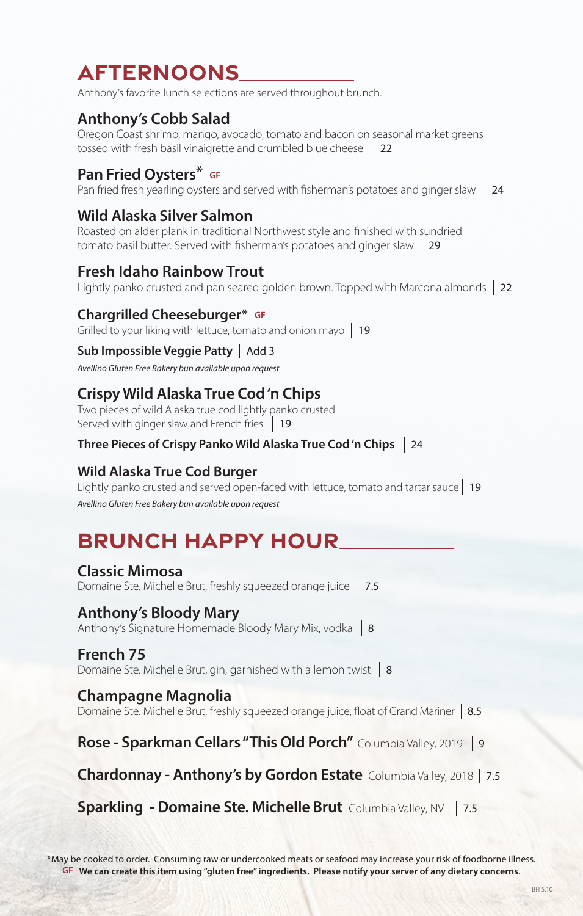# AFTERNOONS

Anthony's favorite lunch selections are served throughout brunch.

## Anthony's Cobb Salad

Oregon Coast shrimp, mango, avocado, tomato and bacon on seasonal market greens tossed with fresh basil vinaigrette and crumbled blue cheese | 22

## Pan Fried Oysters* GF

Pan fried fresh yearling oysters and served with fisherman's potatoes and ginger slaw | 24

## Wild Alaska Silver Salmon

Roasted on alder plank in traditional Northwest style and finished with sundried tomato basil butter. Served with fisherman's potatoes and ginger slaw | 29

## Fresh Idaho Rainbow Trout

Lightly panko crusted and pan seared golden brown. Topped with Marcona almonds | 22

## Chargrilled Cheeseburger* GF

Grilled to your liking with lettuce, tomato and onion mayo | 19

**Sub Impossible Veggie Patty** | Add 3

*Avellino Gluten Free Bakery bun available upon request*

## Crispy Wild Alaska True Cod 'n Chips

Two pieces of wild Alaska true cod lightly panko crusted. Served with ginger slaw and French fries | 19

**Three Pieces of Crispy Panko Wild Alaska True Cod 'n Chips** | 24

## Wild Alaska True Cod Burger

Lightly panko crusted and served open-faced with lettuce, tomato and tartar sauce | 19

*Avellino Gluten Free Bakery bun available upon request*

# BRUNCH HAPPY HOUR

## Classic Mimosa

Domaine Ste. Michelle Brut, freshly squeezed orange juice | 7.5

## Anthony's Bloody Mary

Anthony's Signature Homemade Bloody Mary Mix, vodka | 8

## French 75

Domaine Ste. Michelle Brut, gin, garnished with a lemon twist | 8

## Champagne Magnolia

Domaine Ste. Michelle Brut, freshly squeezed orange juice, float of Grand Mariner | 8.5

**Rose - Sparkman Cellars "This Old Porch"** Columbia Valley, 2019 | 9

**Chardonnay - Anthony's by Gordon Estate** Columbia Valley, 2018 | 7.5

**Sparkling - Domaine Ste. Michelle Brut** Columbia Valley, NV | 7.5

*May be cooked to order. Consuming raw or undercooked meats or seafood may increase your risk of foodborne illness.

GF **We can create this item using "gluten free" ingredients. Please notify your server of any dietary concerns.**

BH 5.10